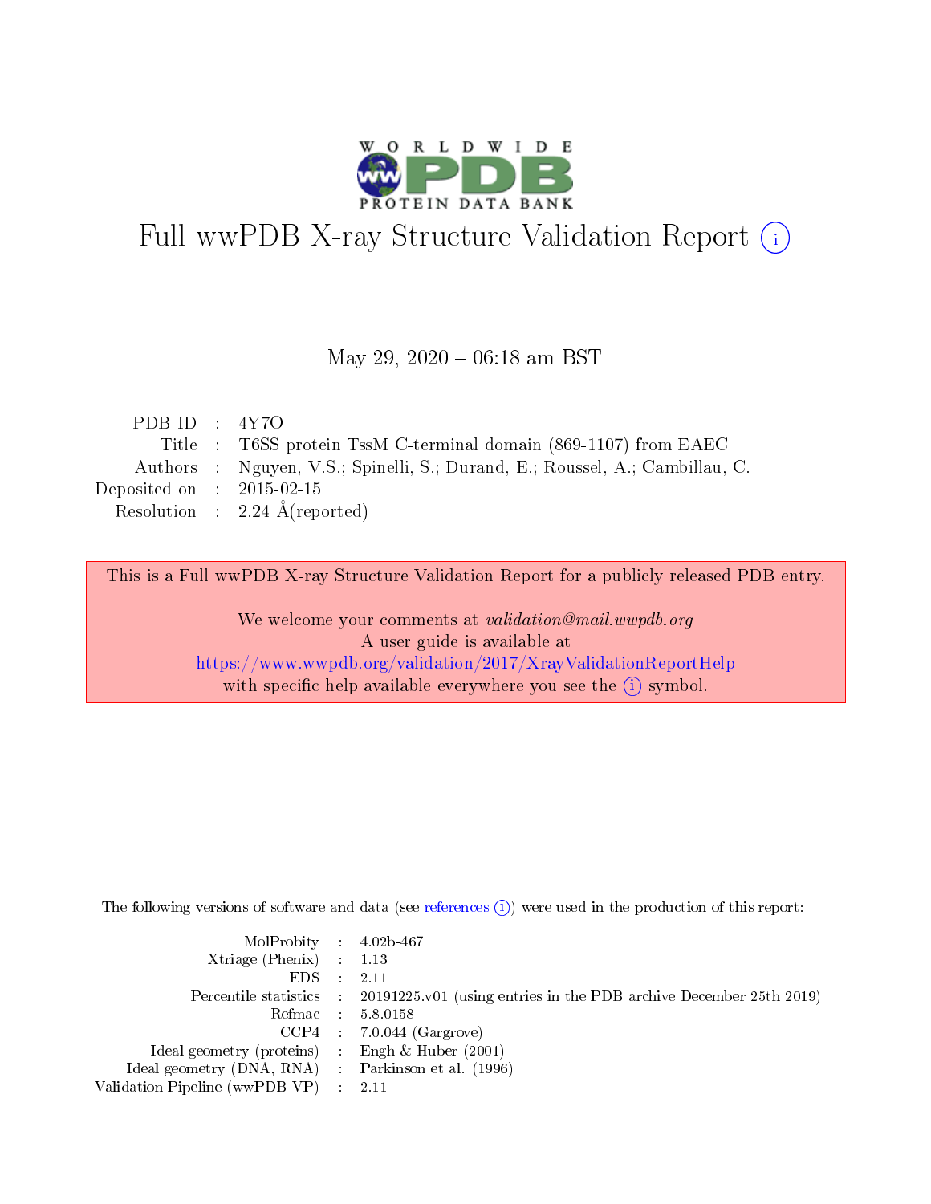# Full wwPDB X-ray Structure Validation Report (i)

May 29, 2020 – 06:18 am BST

| | | |
|---|---|---|
| PDB ID | : | 4Y7O |
| Title | : | T6SS protein TssM C-terminal domain (869-1107) from EAEC |
| Authors | : | Nguyen, V.S.; Spinelli, S.; Durand, E.; Roussel, A.; Cambillau, C. |
| Deposited on | : | 2015-02-15 |
| Resolution | : | 2.24 Å(reported) |

This is a Full wwPDB X-ray Structure Validation Report for a publicly released PDB entry.

We welcome your comments at *validation@mail.wwpdb.org*
A user guide is available at
https://www.wwpdb.org/validation/2017/XrayValidationReportHelp
with specific help available everywhere you see the (i) symbol.

---

The following versions of software and data (see references (i)) were used in the production of this report:

| | | |
|---|---|---|
| MolProbity | : | 4.02b-467 |
| Xtriage (Phenix) | : | 1.13 |
| EDS | : | 2.11 |
| Percentile statistics | : | 20191225.v01 (using entries in the PDB archive December 25th 2019) |
| Refmac | : | 5.8.0158 |
| CCP4 | : | 7.0.044 (Gargrove) |
| Ideal geometry (proteins) | : | Engh & Huber (2001) |
| Ideal geometry (DNA, RNA) | : | Parkinson et al. (1996) |
| Validation Pipeline (wwPDB-VP) | : | 2.11 |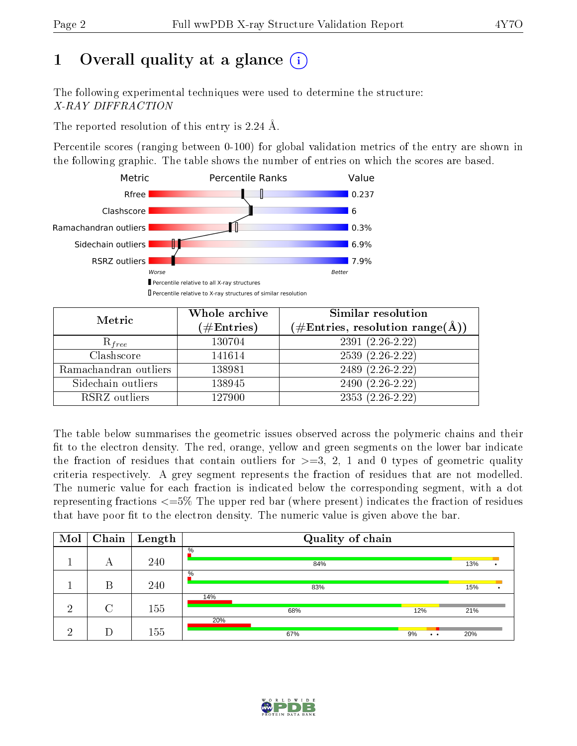# 1 Overall quality at a glance (i)

The following experimental techniques were used to determine the structure:
*X-RAY DIFFRACTION*

The reported resolution of this entry is 2.24 Å.

Percentile scores (ranging between 0-100) for global validation metrics of the entry are shown in the following graphic. The table shows the number of entries on which the scores are based.

| Metric | Value |
|---|---|
| Rfree | 0.237 |
| Clashscore | 6 |
| Ramachandran outliers | 0.3% |
| Sidechain outliers | 6.9% |
| RSRZ outliers | 7.9% |

Worse — Better

▮ Percentile relative to all X-ray structures
▯ Percentile relative to X-ray structures of similar resolution

| Metric | Whole archive (#Entries) | Similar resolution (#Entries, resolution range(Å)) |
|---|---|---|
| $R_{free}$ | 130704 | 2391 (2.26-2.22) |
| Clashscore | 141614 | 2539 (2.26-2.22) |
| Ramachandran outliers | 138981 | 2489 (2.26-2.22) |
| Sidechain outliers | 138945 | 2490 (2.26-2.22) |
| RSRZ outliers | 127900 | 2353 (2.26-2.22) |

The table below summarises the geometric issues observed across the polymeric chains and their fit to the electron density. The red, orange, yellow and green segments on the lower bar indicate the fraction of residues that contain outliers for >=3, 2, 1 and 0 types of geometric quality criteria respectively. A grey segment represents the fraction of residues that are not modelled. The numeric value for each fraction is indicated below the corresponding segment, with a dot representing fractions <=5% The upper red bar (where present) indicates the fraction of residues that have poor fit to the electron density. The numeric value is given above the bar.

| Mol | Chain | Length | Quality of chain |
|---|---|---|---|
| 1 | A | 240 | % ; 84% ; 13% ; • |
| 1 | B | 240 | % ; 83% ; 15% ; • |
| 2 | C | 155 | 14% ; 68% ; 12% ; 21% |
| 2 | D | 155 | 20% ; 67% ; 9% ; • • ; 20% |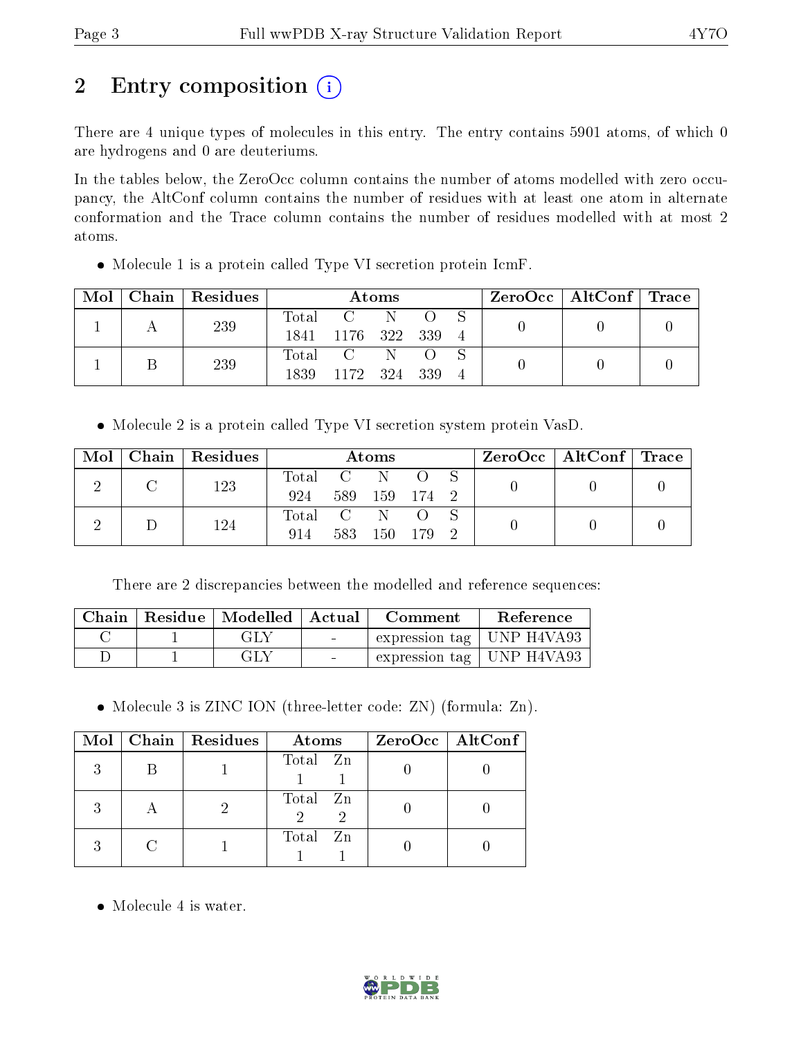# 2 Entry composition (i)

There are 4 unique types of molecules in this entry. The entry contains 5901 atoms, of which 0 are hydrogens and 0 are deuteriums.

In the tables below, the ZeroOcc column contains the number of atoms modelled with zero occupancy, the AltConf column contains the number of residues with at least one atom in alternate conformation and the Trace column contains the number of residues modelled with at most 2 atoms.

- Molecule 1 is a protein called Type VI secretion protein IcmF.

| Mol | Chain | Residues | Atoms | | | | | ZeroOcc | AltConf | Trace |
|---|---|---|---|---|---|---|---|---|---|---|
| 1 | A | 239 | Total 1841 | C 1176 | N 322 | O 339 | S 4 | 0 | 0 | 0 |
| 1 | B | 239 | Total 1839 | C 1172 | N 324 | O 339 | S 4 | 0 | 0 | 0 |

- Molecule 2 is a protein called Type VI secretion system protein VasD.

| Mol | Chain | Residues | Atoms | | | | | ZeroOcc | AltConf | Trace |
|---|---|---|---|---|---|---|---|---|---|---|
| 2 | C | 123 | Total 924 | C 589 | N 159 | O 174 | S 2 | 0 | 0 | 0 |
| 2 | D | 124 | Total 914 | C 583 | N 150 | O 179 | S 2 | 0 | 0 | 0 |

There are 2 discrepancies between the modelled and reference sequences:

| Chain | Residue | Modelled | Actual | Comment | Reference |
|---|---|---|---|---|---|
| C | 1 | GLY | - | expression tag | UNP H4VA93 |
| D | 1 | GLY | - | expression tag | UNP H4VA93 |

- Molecule 3 is ZINC ION (three-letter code: ZN) (formula: Zn).

| Mol | Chain | Residues | Atoms | | ZeroOcc | AltConf |
|---|---|---|---|---|---|---|
| 3 | B | 1 | Total 1 | Zn 1 | 0 | 0 |
| 3 | A | 2 | Total 2 | Zn 2 | 0 | 0 |
| 3 | C | 1 | Total 1 | Zn 1 | 0 | 0 |

- Molecule 4 is water.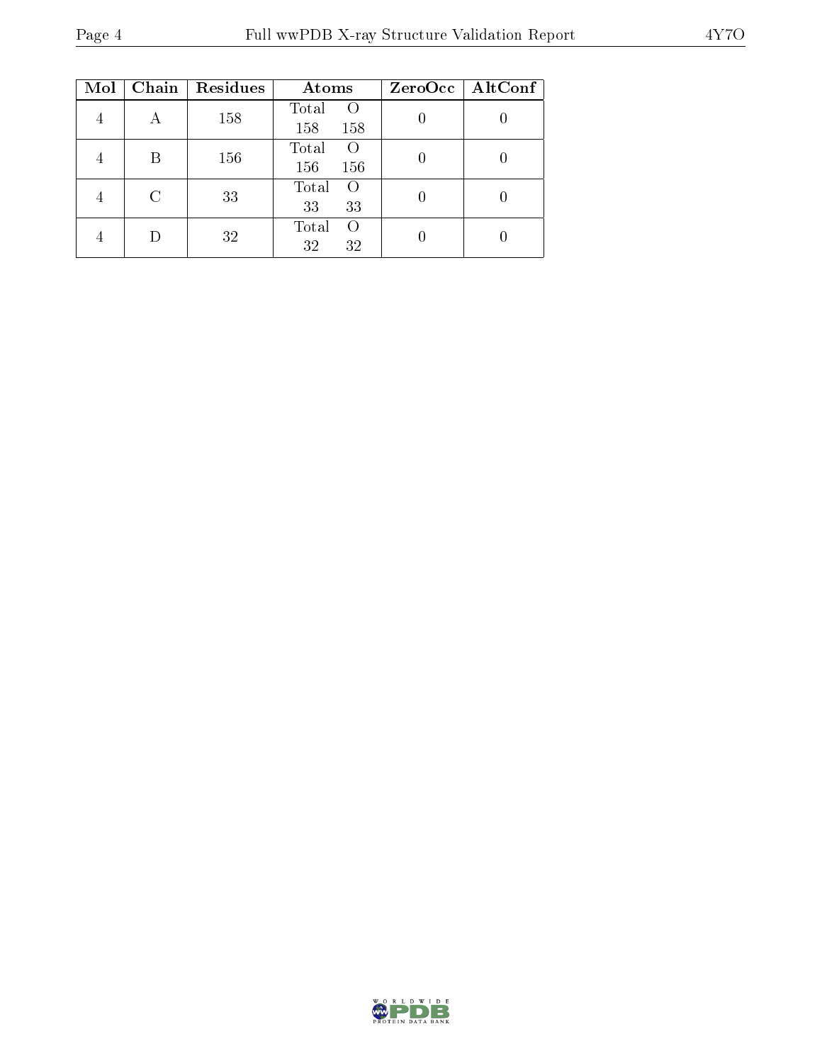| Mol | Chain | Residues | Atoms | | ZeroOcc | AltConf |
|---|---|---|---|---|---|---|
| | | | Total | O | | |
| 4 | A | 158 | 158 | 158 | 0 | 0 |
| 4 | B | 156 | 156 | 156 | 0 | 0 |
| 4 | C | 33 | 33 | 33 | 0 | 0 |
| 4 | D | 32 | 32 | 32 | 0 | 0 |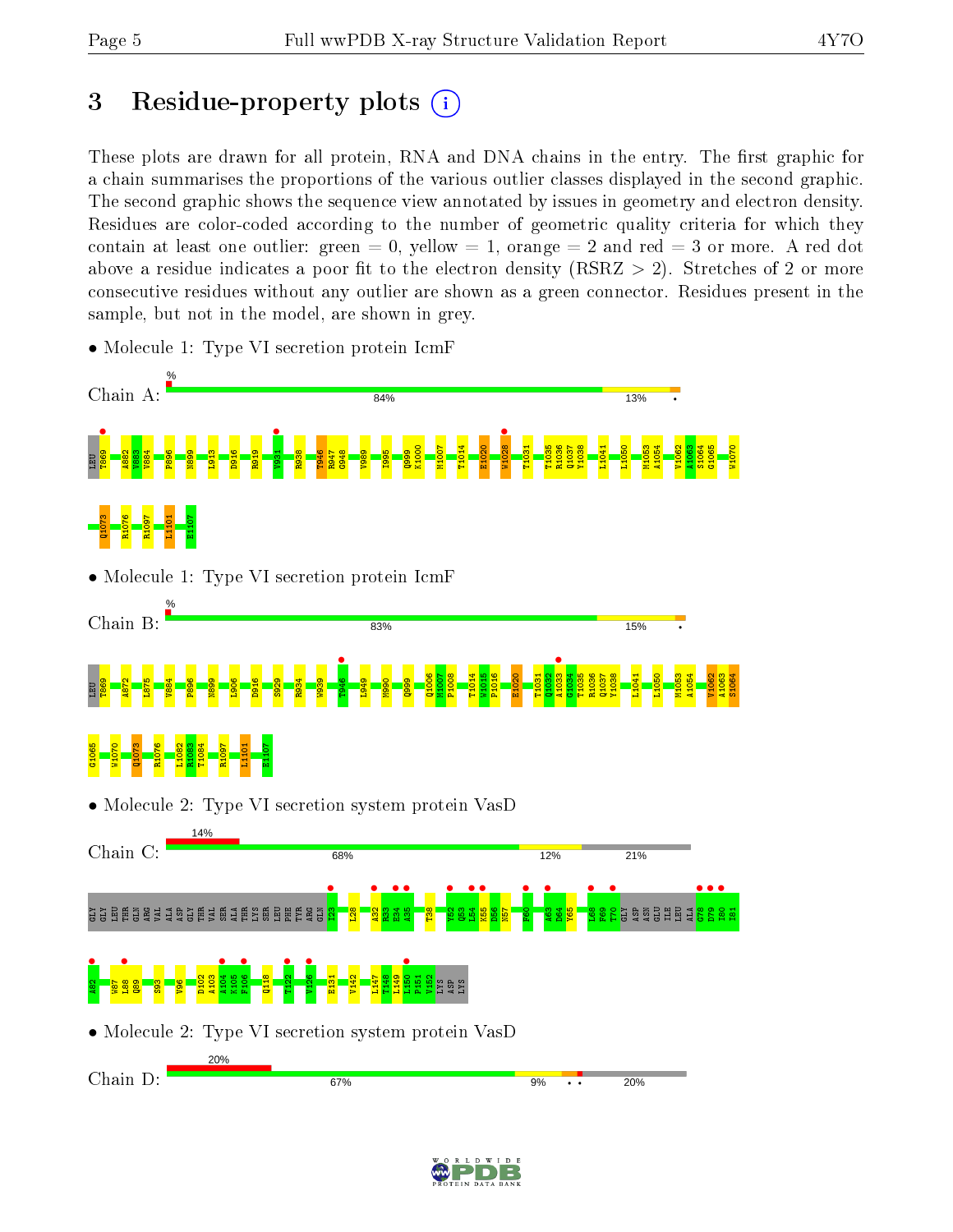# 3 Residue-property plots

These plots are drawn for all protein, RNA and DNA chains in the entry. The first graphic for a chain summarises the proportions of the various outlier classes displayed in the second graphic. The second graphic shows the sequence view annotated by issues in geometry and electron density. Residues are color-coded according to the number of geometric quality criteria for which they contain at least one outlier: green = 0, yellow = 1, orange = 2 and red = 3 or more. A red dot above a residue indicates a poor fit to the electron density (RSRZ > 2). Stretches of 2 or more consecutive residues without any outlier are shown as a green connector. Residues present in the sample, but not in the model, are shown in grey.

- Molecule 1: Type VI secretion protein IcmF

Chain A: % 84% 13% •

LEU T869 A882 V883 V884 P896 N899 I913 D916 R919 V931 R938 T946 R947 G948 V989 I995 Q999 K1000 M1007 T1014 E1020 W1028 T1031 T1035 R1036 Q1037 Y1038 L1041 L1050 M1053 A1054 V1062 A1063 S1064 G1065 W1070 Q1073 R1076 R1097 L1101 E1107

- Molecule 1: Type VI secretion protein IcmF

Chain B: % 83% 15% •

LEU T869 A872 L875 V884 P896 N899 I906 D916 S929 R934 W939 T946 L949 M990 Q999 Q1006 M1007 P1008 T1014 W1015 P1016 E1020 T1031 Q1032 A1033 G1034 T1035 R1036 Q1037 Y1038 L1041 L1050 M1053 A1054 V1062 A1063 S1064 G1065 W1070 Q1073 R1076 L1082 R1083 T1084 R1097 L1101 E1107

- Molecule 2: Type VI secretion system protein VasD

Chain C: 14% 68% 12% 21%

GLY GLY LEU THR GLN ARG VAL ALA ASP GLY THR VAL SER ALA LYS SER LEU PHE TYR ARG GLN I23 L28 A32 R33 E34 A35 T38 Y52 Q53 L54 K55 D56 N57 F60 A63 D64 Y65 L68 F69 T70 GLY ASP ASN GLU ILE LEU ALA G78 D79 I80 I81 A82 W87 L88 Q89 S93 V96 D102 A103 A104 K105 F106 Q118 T122 V126 E131 V142 L147 T148 L149 L150 P151 V152 LYS ASP LYS

- Molecule 2: Type VI secretion system protein VasD

Chain D: 20% 67% 9% • • 20%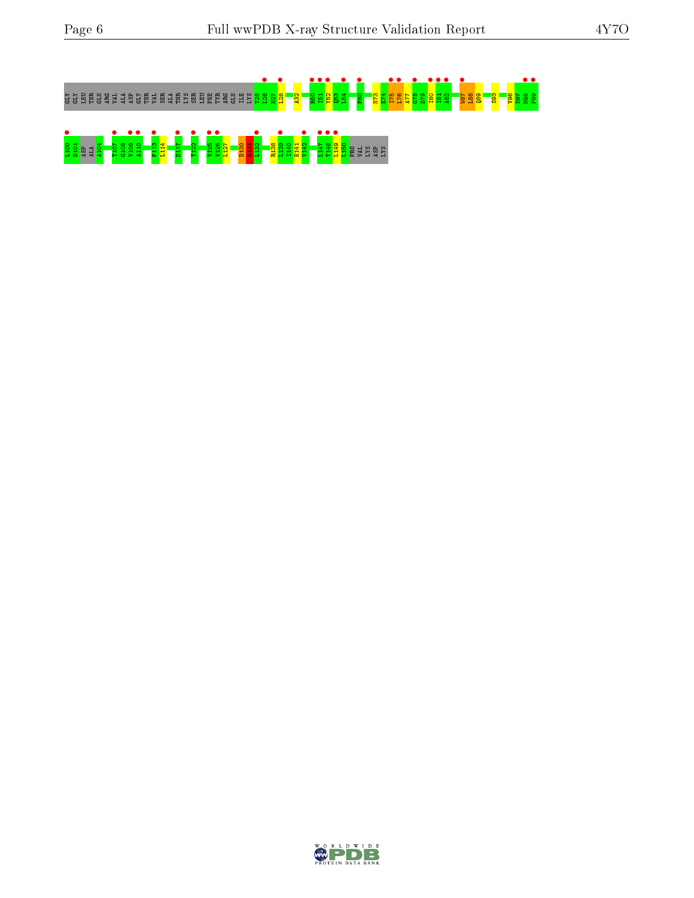GLY GLY LEU THR GLN ARG VAL ALA ASP GLY THR VAL SER ALA THR LYS SER LEU PHE TYR ARG GLN ILE LYS T25 L26 H27 L28 A32 R50 I51 Y52 Q53 L54 F60 N73 E74 I75 L76 A77 G78 D79 I80 I81 A82 W87 L88 Q89 S93 V96 D97 M98 P99

I100 D101 ASP ALA A104 T107 G108 V109 A110 F113 L114 D117 T122 V125 V126 L127 D130 F131 I132 R138 L139 I140 E141 V142 L147 T148 I149 L150 PRO VAL LYS ASP LYS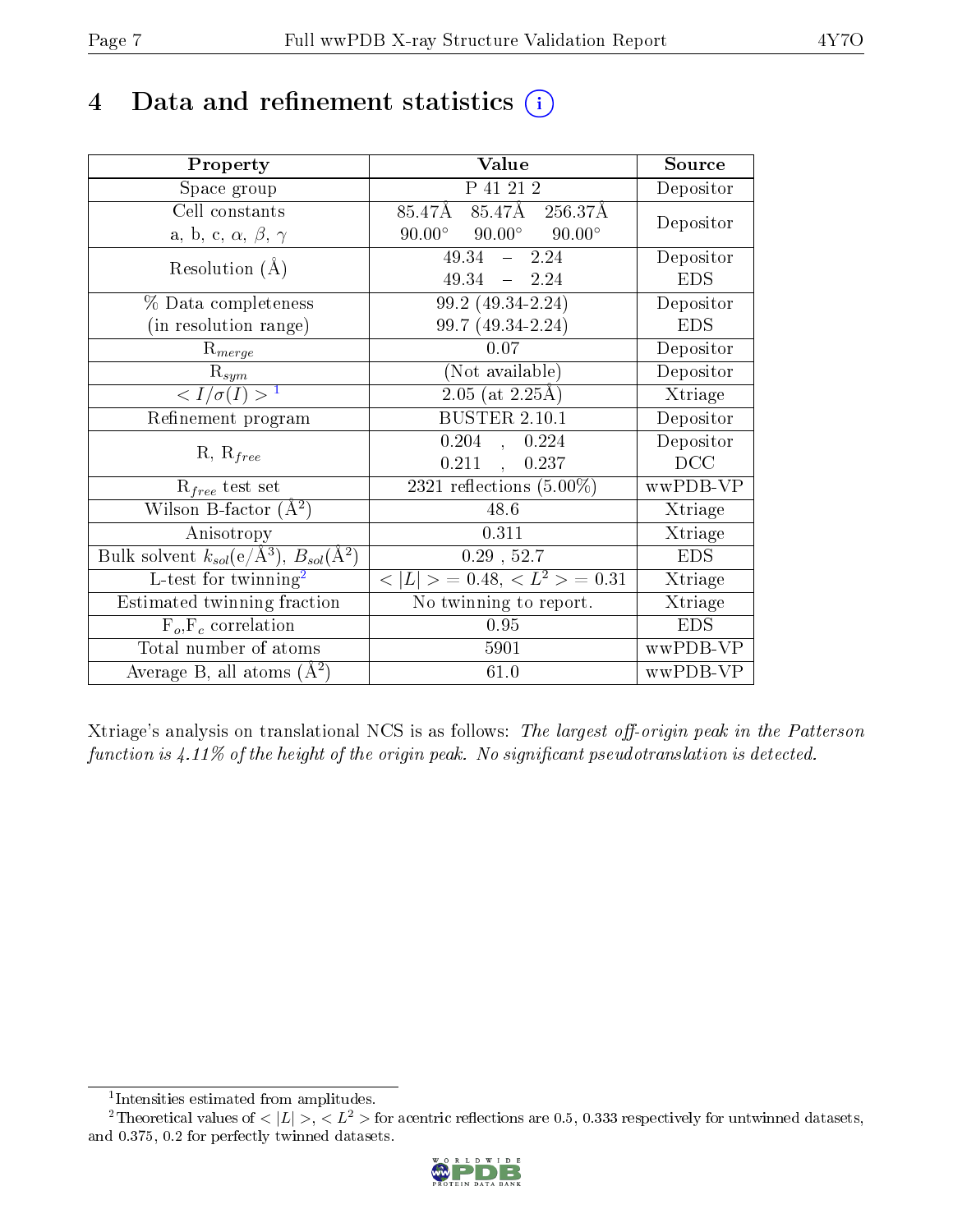# 4 Data and refinement statistics (i)

| Property | Value | Source |
|---|---|---|
| Space group | P 41 21 2 | Depositor |
| Cell constants<br>a, b, c, $\alpha$, $\beta$, $\gamma$ | 85.47Å 85.47Å 256.37Å<br>90.00° 90.00° 90.00° | Depositor |
| Resolution (Å) | 49.34 – 2.24<br>49.34 – 2.24 | Depositor<br>EDS |
| % Data completeness<br>(in resolution range) | 99.2 (49.34-2.24)<br>99.7 (49.34-2.24) | Depositor<br>EDS |
| $R_{merge}$ | 0.07 | Depositor |
| $R_{sym}$ | (Not available) | Depositor |
| $< I/\sigma(I) >$ [1] | 2.05 (at 2.25Å) | Xtriage |
| Refinement program | BUSTER 2.10.1 | Depositor |
| R, $R_{free}$ | 0.204 , 0.224<br>0.211 , 0.237 | Depositor<br>DCC |
| $R_{free}$ test set | 2321 reflections (5.00%) | wwPDB-VP |
| Wilson B-factor (Å$^2$) | 48.6 | Xtriage |
| Anisotropy | 0.311 | Xtriage |
| Bulk solvent $k_{sol}$(e/Å$^3$), $B_{sol}$(Å$^2$) | 0.29 , 52.7 | EDS |
| L-test for twinning[2] | $< \|L\| > = 0.48$, $< L^2 > = 0.31$ | Xtriage |
| Estimated twinning fraction | No twinning to report. | Xtriage |
| $F_o$,$F_c$ correlation | 0.95 | EDS |
| Total number of atoms | 5901 | wwPDB-VP |
| Average B, all atoms (Å$^2$) | 61.0 | wwPDB-VP |

Xtriage's analysis on translational NCS is as follows: *The largest off-origin peak in the Patterson function is 4.11% of the height of the origin peak. No significant pseudotranslation is detected.*

[1] Intensities estimated from amplitudes.

[2] Theoretical values of $< |L| >$, $< L^2 >$ for acentric reflections are 0.5, 0.333 respectively for untwinned datasets, and 0.375, 0.2 for perfectly twinned datasets.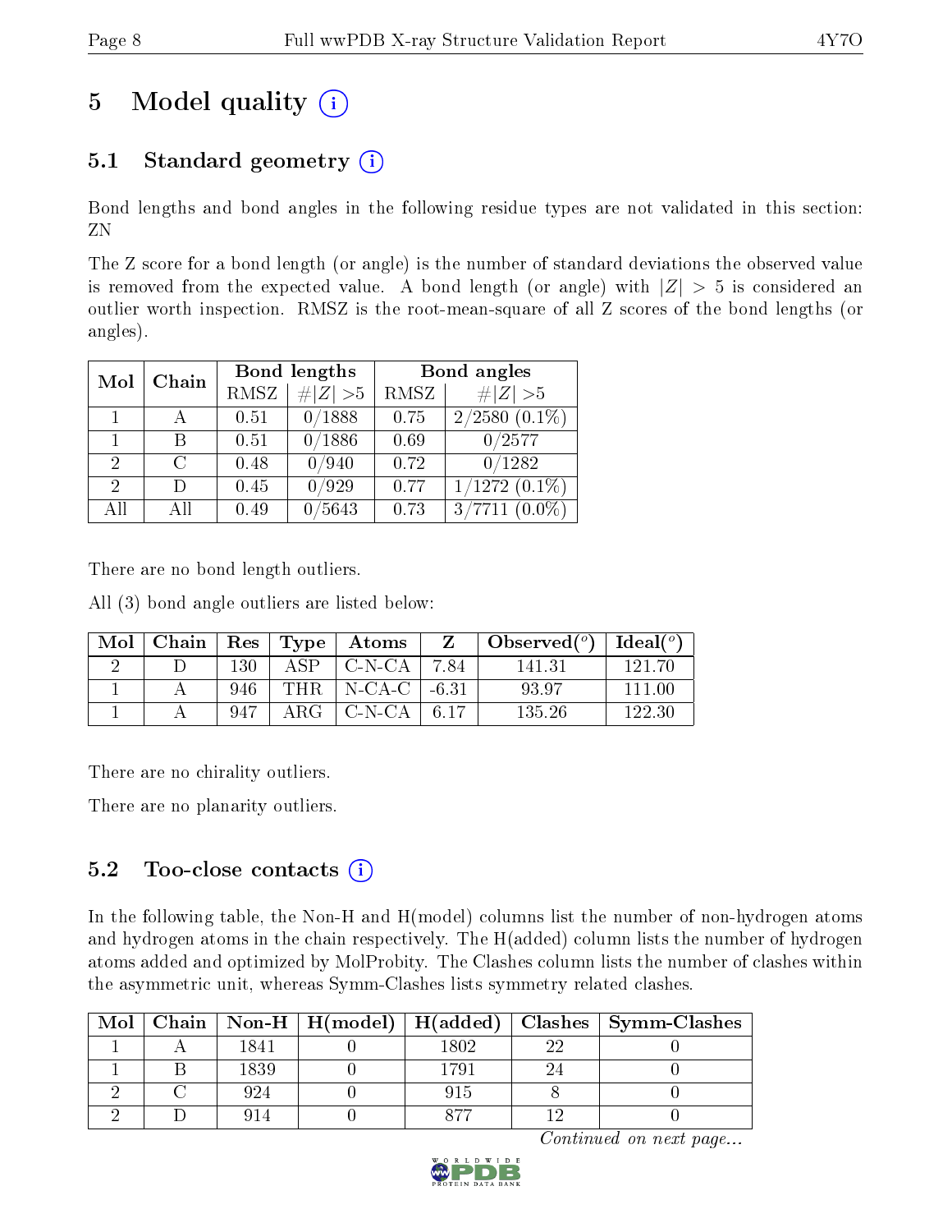# 5 Model quality

## 5.1 Standard geometry

Bond lengths and bond angles in the following residue types are not validated in this section: ZN

The Z score for a bond length (or angle) is the number of standard deviations the observed value is removed from the expected value. A bond length (or angle) with $|Z| > 5$ is considered an outlier worth inspection. RMSZ is the root-mean-square of all Z scores of the bond lengths (or angles).

| Mol | Chain | Bond lengths | | Bond angles | |
|---|---|---|---|---|---|
| | | RMSZ | $\#\|Z\| >5$ | RMSZ | $\#\|Z\| >5$ |
| 1 | A | 0.51 | 0/1888 | 0.75 | 2/2580 (0.1%) |
| 1 | B | 0.51 | 0/1886 | 0.69 | 0/2577 |
| 2 | C | 0.48 | 0/940 | 0.72 | 0/1282 |
| 2 | D | 0.45 | 0/929 | 0.77 | 1/1272 (0.1%) |
| All | All | 0.49 | 0/5643 | 0.73 | 3/7711 (0.0%) |

There are no bond length outliers.

All (3) bond angle outliers are listed below:

| Mol | Chain | Res | Type | Atoms | Z | Observed(°) | Ideal(°) |
|---|---|---|---|---|---|---|---|
| 2 | D | 130 | ASP | C-N-CA | 7.84 | 141.31 | 121.70 |
| 1 | A | 946 | THR | N-CA-C | -6.31 | 93.97 | 111.00 |
| 1 | A | 947 | ARG | C-N-CA | 6.17 | 135.26 | 122.30 |

There are no chirality outliers.

There are no planarity outliers.

## 5.2 Too-close contacts

In the following table, the Non-H and H(model) columns list the number of non-hydrogen atoms and hydrogen atoms in the chain respectively. The H(added) column lists the number of hydrogen atoms added and optimized by MolProbity. The Clashes column lists the number of clashes within the asymmetric unit, whereas Symm-Clashes lists symmetry related clashes.

| Mol | Chain | Non-H | H(model) | H(added) | Clashes | Symm-Clashes |
|---|---|---|---|---|---|---|
| 1 | A | 1841 | 0 | 1802 | 22 | 0 |
| 1 | B | 1839 | 0 | 1791 | 24 | 0 |
| 2 | C | 924 | 0 | 915 | 8 | 0 |
| 2 | D | 914 | 0 | 877 | 12 | 0 |

*Continued on next page...*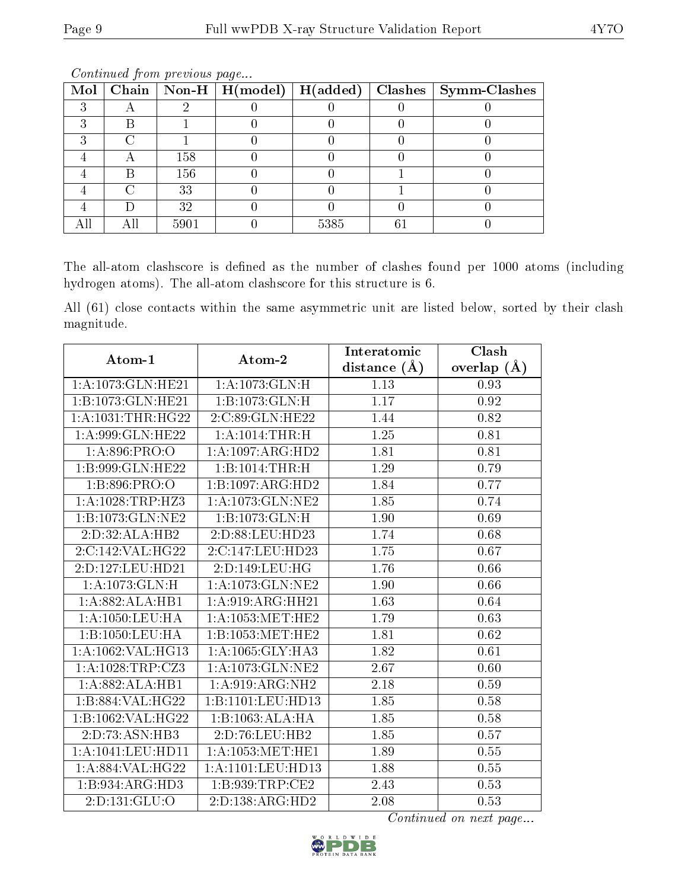*Continued from previous page...*

| Mol | Chain | Non-H | H(model) | H(added) | Clashes | Symm-Clashes |
|---|---|---|---|---|---|---|
| 3 | A | 2 | 0 | 0 | 0 | 0 |
| 3 | B | 1 | 0 | 0 | 0 | 0 |
| 3 | C | 1 | 0 | 0 | 0 | 0 |
| 4 | A | 158 | 0 | 0 | 0 | 0 |
| 4 | B | 156 | 0 | 0 | 1 | 0 |
| 4 | C | 33 | 0 | 0 | 1 | 0 |
| 4 | D | 32 | 0 | 0 | 0 | 0 |
| All | All | 5901 | 0 | 5385 | 61 | 0 |

The all-atom clashscore is defined as the number of clashes found per 1000 atoms (including hydrogen atoms). The all-atom clashscore for this structure is 6.

All (61) close contacts within the same asymmetric unit are listed below, sorted by their clash magnitude.

| Atom-1 | Atom-2 | Interatomic distance (Å) | Clash overlap (Å) |
|---|---|---|---|
| 1:A:1073:GLN:HE21 | 1:A:1073:GLN:H | 1.13 | 0.93 |
| 1:B:1073:GLN:HE21 | 1:B:1073:GLN:H | 1.17 | 0.92 |
| 1:A:1031:THR:HG22 | 2:C:89:GLN:HE22 | 1.44 | 0.82 |
| 1:A:999:GLN:HE22 | 1:A:1014:THR:H | 1.25 | 0.81 |
| 1:A:896:PRO:O | 1:A:1097:ARG:HD2 | 1.81 | 0.81 |
| 1:B:999:GLN:HE22 | 1:B:1014:THR:H | 1.29 | 0.79 |
| 1:B:896:PRO:O | 1:B:1097:ARG:HD2 | 1.84 | 0.77 |
| 1:A:1028:TRP:HZ3 | 1:A:1073:GLN:NE2 | 1.85 | 0.74 |
| 1:B:1073:GLN:NE2 | 1:B:1073:GLN:H | 1.90 | 0.69 |
| 2:D:32:ALA:HB2 | 2:D:88:LEU:HD23 | 1.74 | 0.68 |
| 2:C:142:VAL:HG22 | 2:C:147:LEU:HD23 | 1.75 | 0.67 |
| 2:D:127:LEU:HD21 | 2:D:149:LEU:HG | 1.76 | 0.66 |
| 1:A:1073:GLN:H | 1:A:1073:GLN:NE2 | 1.90 | 0.66 |
| 1:A:882:ALA:HB1 | 1:A:919:ARG:HH21 | 1.63 | 0.64 |
| 1:A:1050:LEU:HA | 1:A:1053:MET:HE2 | 1.79 | 0.63 |
| 1:B:1050:LEU:HA | 1:B:1053:MET:HE2 | 1.81 | 0.62 |
| 1:A:1062:VAL:HG13 | 1:A:1065:GLY:HA3 | 1.82 | 0.61 |
| 1:A:1028:TRP:CZ3 | 1:A:1073:GLN:NE2 | 2.67 | 0.60 |
| 1:A:882:ALA:HB1 | 1:A:919:ARG:NH2 | 2.18 | 0.59 |
| 1:B:884:VAL:HG22 | 1:B:1101:LEU:HD13 | 1.85 | 0.58 |
| 1:B:1062:VAL:HG22 | 1:B:1063:ALA:HA | 1.85 | 0.58 |
| 2:D:73:ASN:HB3 | 2:D:76:LEU:HB2 | 1.85 | 0.57 |
| 1:A:1041:LEU:HD11 | 1:A:1053:MET:HE1 | 1.89 | 0.55 |
| 1:A:884:VAL:HG22 | 1:A:1101:LEU:HD13 | 1.88 | 0.55 |
| 1:B:934:ARG:HD3 | 1:B:939:TRP:CE2 | 2.43 | 0.53 |
| 2:D:131:GLU:O | 2:D:138:ARG:HD2 | 2.08 | 0.53 |

*Continued on next page...*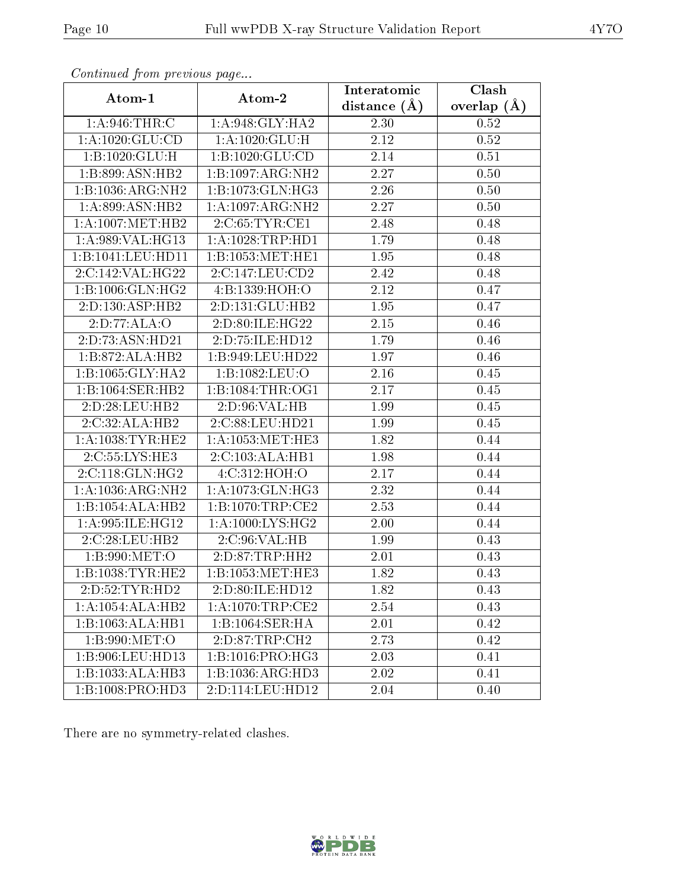*Continued from previous page...*

| Atom-1 | Atom-2 | Interatomic distance (Å) | Clash overlap (Å) |
|---|---|---|---|
| 1:A:946:THR:C | 1:A:948:GLY:HA2 | 2.30 | 0.52 |
| 1:A:1020:GLU:CD | 1:A:1020:GLU:H | 2.12 | 0.52 |
| 1:B:1020:GLU:H | 1:B:1020:GLU:CD | 2.14 | 0.51 |
| 1:B:899:ASN:HB2 | 1:B:1097:ARG:NH2 | 2.27 | 0.50 |
| 1:B:1036:ARG:NH2 | 1:B:1073:GLN:HG3 | 2.26 | 0.50 |
| 1:A:899:ASN:HB2 | 1:A:1097:ARG:NH2 | 2.27 | 0.50 |
| 1:A:1007:MET:HB2 | 2:C:65:TYR:CE1 | 2.48 | 0.48 |
| 1:A:989:VAL:HG13 | 1:A:1028:TRP:HD1 | 1.79 | 0.48 |
| 1:B:1041:LEU:HD11 | 1:B:1053:MET:HE1 | 1.95 | 0.48 |
| 2:C:142:VAL:HG22 | 2:C:147:LEU:CD2 | 2.42 | 0.48 |
| 1:B:1006:GLN:HG2 | 4:B:1339:HOH:O | 2.12 | 0.47 |
| 2:D:130:ASP:HB2 | 2:D:131:GLU:HB2 | 1.95 | 0.47 |
| 2:D:77:ALA:O | 2:D:80:ILE:HG22 | 2.15 | 0.46 |
| 2:D:73:ASN:HD21 | 2:D:75:ILE:HD12 | 1.79 | 0.46 |
| 1:B:872:ALA:HB2 | 1:B:949:LEU:HD22 | 1.97 | 0.46 |
| 1:B:1065:GLY:HA2 | 1:B:1082:LEU:O | 2.16 | 0.45 |
| 1:B:1064:SER:HB2 | 1:B:1084:THR:OG1 | 2.17 | 0.45 |
| 2:D:28:LEU:HB2 | 2:D:96:VAL:HB | 1.99 | 0.45 |
| 2:C:32:ALA:HB2 | 2:C:88:LEU:HD21 | 1.99 | 0.45 |
| 1:A:1038:TYR:HE2 | 1:A:1053:MET:HE3 | 1.82 | 0.44 |
| 2:C:55:LYS:HE3 | 2:C:103:ALA:HB1 | 1.98 | 0.44 |
| 2:C:118:GLN:HG2 | 4:C:312:HOH:O | 2.17 | 0.44 |
| 1:A:1036:ARG:NH2 | 1:A:1073:GLN:HG3 | 2.32 | 0.44 |
| 1:B:1054:ALA:HB2 | 1:B:1070:TRP:CE2 | 2.53 | 0.44 |
| 1:A:995:ILE:HG12 | 1:A:1000:LYS:HG2 | 2.00 | 0.44 |
| 2:C:28:LEU:HB2 | 2:C:96:VAL:HB | 1.99 | 0.43 |
| 1:B:990:MET:O | 2:D:87:TRP:HH2 | 2.01 | 0.43 |
| 1:B:1038:TYR:HE2 | 1:B:1053:MET:HE3 | 1.82 | 0.43 |
| 2:D:52:TYR:HD2 | 2:D:80:ILE:HD12 | 1.82 | 0.43 |
| 1:A:1054:ALA:HB2 | 1:A:1070:TRP:CE2 | 2.54 | 0.43 |
| 1:B:1063:ALA:HB1 | 1:B:1064:SER:HA | 2.01 | 0.42 |
| 1:B:990:MET:O | 2:D:87:TRP:CH2 | 2.73 | 0.42 |
| 1:B:906:LEU:HD13 | 1:B:1016:PRO:HG3 | 2.03 | 0.41 |
| 1:B:1033:ALA:HB3 | 1:B:1036:ARG:HD3 | 2.02 | 0.41 |
| 1:B:1008:PRO:HD3 | 2:D:114:LEU:HD12 | 2.04 | 0.40 |

There are no symmetry-related clashes.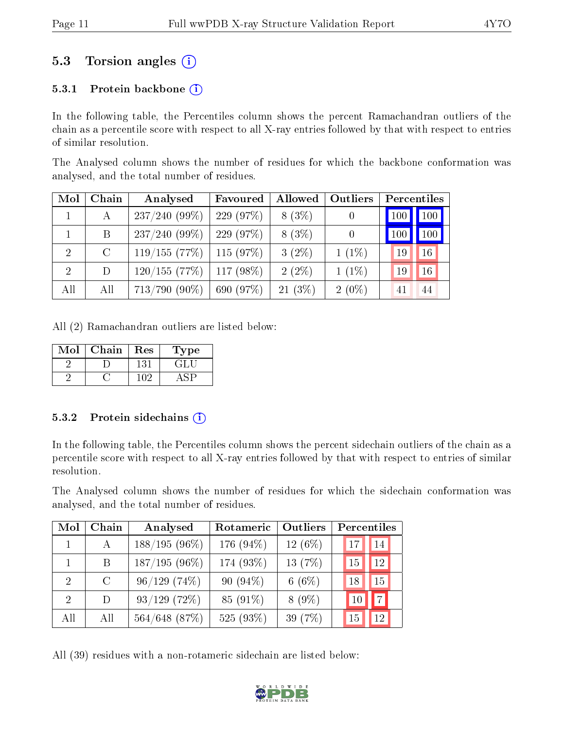## 5.3 Torsion angles (i)

### 5.3.1 Protein backbone (i)

In the following table, the Percentiles column shows the percent Ramachandran outliers of the chain as a percentile score with respect to all X-ray entries followed by that with respect to entries of similar resolution.

The Analysed column shows the number of residues for which the backbone conformation was analysed, and the total number of residues.

| Mol | Chain | Analysed | Favoured | Allowed | Outliers | Percentiles | |
|---|---|---|---|---|---|---|---|
| 1 | A | 237/240 (99%) | 229 (97%) | 8 (3%) | 0 | 100 | 100 |
| 1 | B | 237/240 (99%) | 229 (97%) | 8 (3%) | 0 | 100 | 100 |
| 2 | C | 119/155 (77%) | 115 (97%) | 3 (2%) | 1 (1%) | 19 | 16 |
| 2 | D | 120/155 (77%) | 117 (98%) | 2 (2%) | 1 (1%) | 19 | 16 |
| All | All | 713/790 (90%) | 690 (97%) | 21 (3%) | 2 (0%) | 41 | 44 |

All (2) Ramachandran outliers are listed below:

| Mol | Chain | Res | Type |
|---|---|---|---|
| 2 | D | 131 | GLU |
| 2 | C | 102 | ASP |

### 5.3.2 Protein sidechains (i)

In the following table, the Percentiles column shows the percent sidechain outliers of the chain as a percentile score with respect to all X-ray entries followed by that with respect to entries of similar resolution.

The Analysed column shows the number of residues for which the sidechain conformation was analysed, and the total number of residues.

| Mol | Chain | Analysed | Rotameric | Outliers | Percentiles | |
|---|---|---|---|---|---|---|
| 1 | A | 188/195 (96%) | 176 (94%) | 12 (6%) | 17 | 14 |
| 1 | B | 187/195 (96%) | 174 (93%) | 13 (7%) | 15 | 12 |
| 2 | C | 96/129 (74%) | 90 (94%) | 6 (6%) | 18 | 15 |
| 2 | D | 93/129 (72%) | 85 (91%) | 8 (9%) | 10 | 7 |
| All | All | 564/648 (87%) | 525 (93%) | 39 (7%) | 15 | 12 |

All (39) residues with a non-rotameric sidechain are listed below: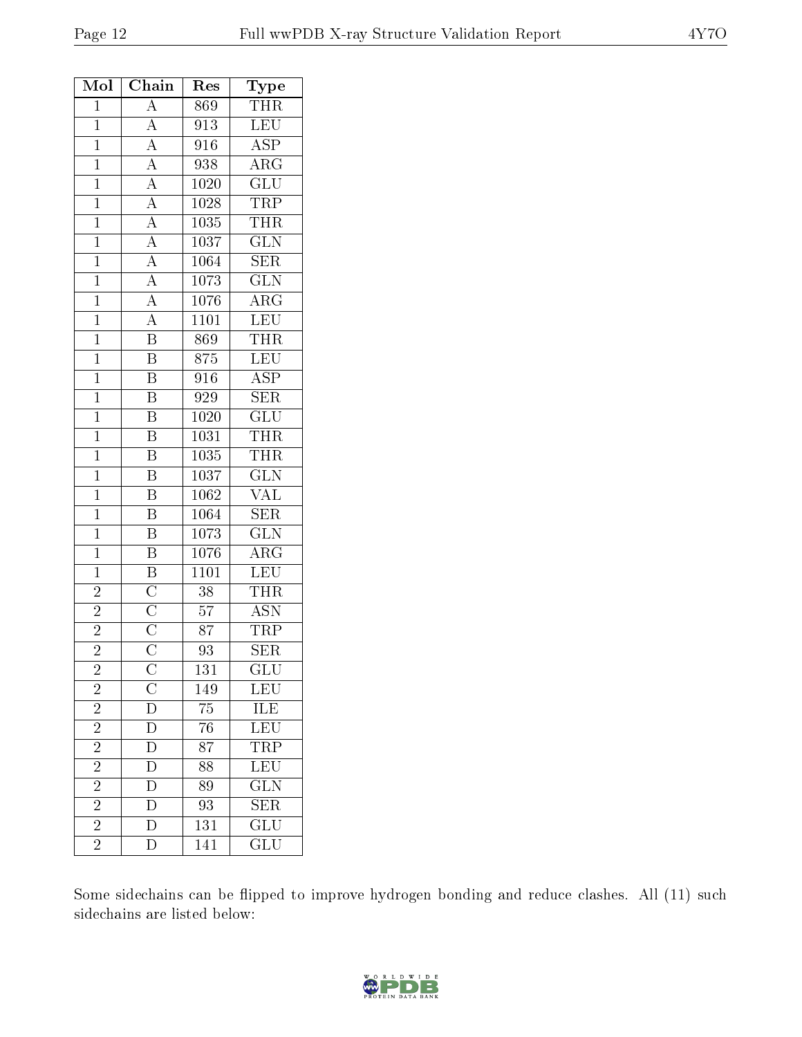| Mol | Chain | Res | Type |
| --- | --- | --- | --- |
| 1 | A | 869 | THR |
| 1 | A | 913 | LEU |
| 1 | A | 916 | ASP |
| 1 | A | 938 | ARG |
| 1 | A | 1020 | GLU |
| 1 | A | 1028 | TRP |
| 1 | A | 1035 | THR |
| 1 | A | 1037 | GLN |
| 1 | A | 1064 | SER |
| 1 | A | 1073 | GLN |
| 1 | A | 1076 | ARG |
| 1 | A | 1101 | LEU |
| 1 | B | 869 | THR |
| 1 | B | 875 | LEU |
| 1 | B | 916 | ASP |
| 1 | B | 929 | SER |
| 1 | B | 1020 | GLU |
| 1 | B | 1031 | THR |
| 1 | B | 1035 | THR |
| 1 | B | 1037 | GLN |
| 1 | B | 1062 | VAL |
| 1 | B | 1064 | SER |
| 1 | B | 1073 | GLN |
| 1 | B | 1076 | ARG |
| 1 | B | 1101 | LEU |
| 2 | C | 38 | THR |
| 2 | C | 57 | ASN |
| 2 | C | 87 | TRP |
| 2 | C | 93 | SER |
| 2 | C | 131 | GLU |
| 2 | C | 149 | LEU |
| 2 | D | 75 | ILE |
| 2 | D | 76 | LEU |
| 2 | D | 87 | TRP |
| 2 | D | 88 | LEU |
| 2 | D | 89 | GLN |
| 2 | D | 93 | SER |
| 2 | D | 131 | GLU |
| 2 | D | 141 | GLU |

Some sidechains can be flipped to improve hydrogen bonding and reduce clashes. All (11) such sidechains are listed below: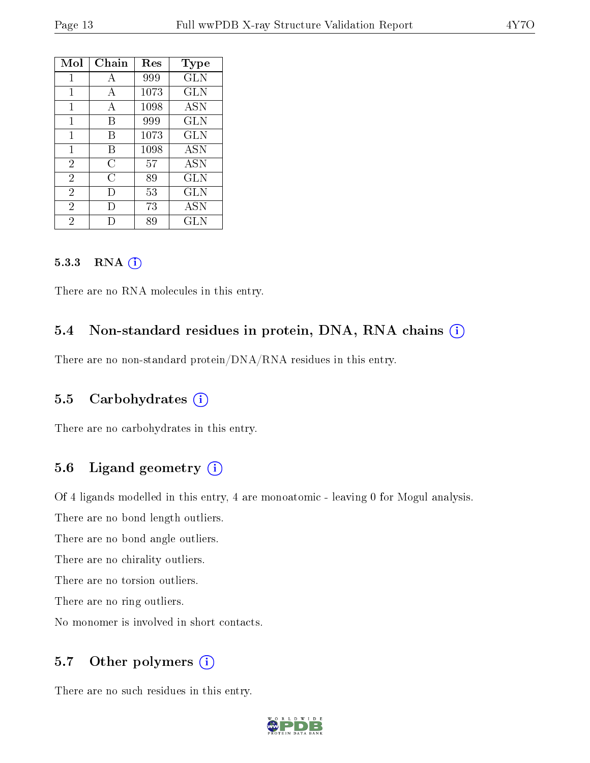| Mol | Chain | Res | Type |
|---|---|---|---|
| 1 | A | 999 | GLN |
| 1 | A | 1073 | GLN |
| 1 | A | 1098 | ASN |
| 1 | B | 999 | GLN |
| 1 | B | 1073 | GLN |
| 1 | B | 1098 | ASN |
| 2 | C | 57 | ASN |
| 2 | C | 89 | GLN |
| 2 | D | 53 | GLN |
| 2 | D | 73 | ASN |
| 2 | D | 89 | GLN |

#### 5.3.3 RNA

There are no RNA molecules in this entry.

### 5.4 Non-standard residues in protein, DNA, RNA chains

There are no non-standard protein/DNA/RNA residues in this entry.

### 5.5 Carbohydrates

There are no carbohydrates in this entry.

### 5.6 Ligand geometry

Of 4 ligands modelled in this entry, 4 are monoatomic - leaving 0 for Mogul analysis.

There are no bond length outliers.

There are no bond angle outliers.

There are no chirality outliers.

There are no torsion outliers.

There are no ring outliers.

No monomer is involved in short contacts.

### 5.7 Other polymers

There are no such residues in this entry.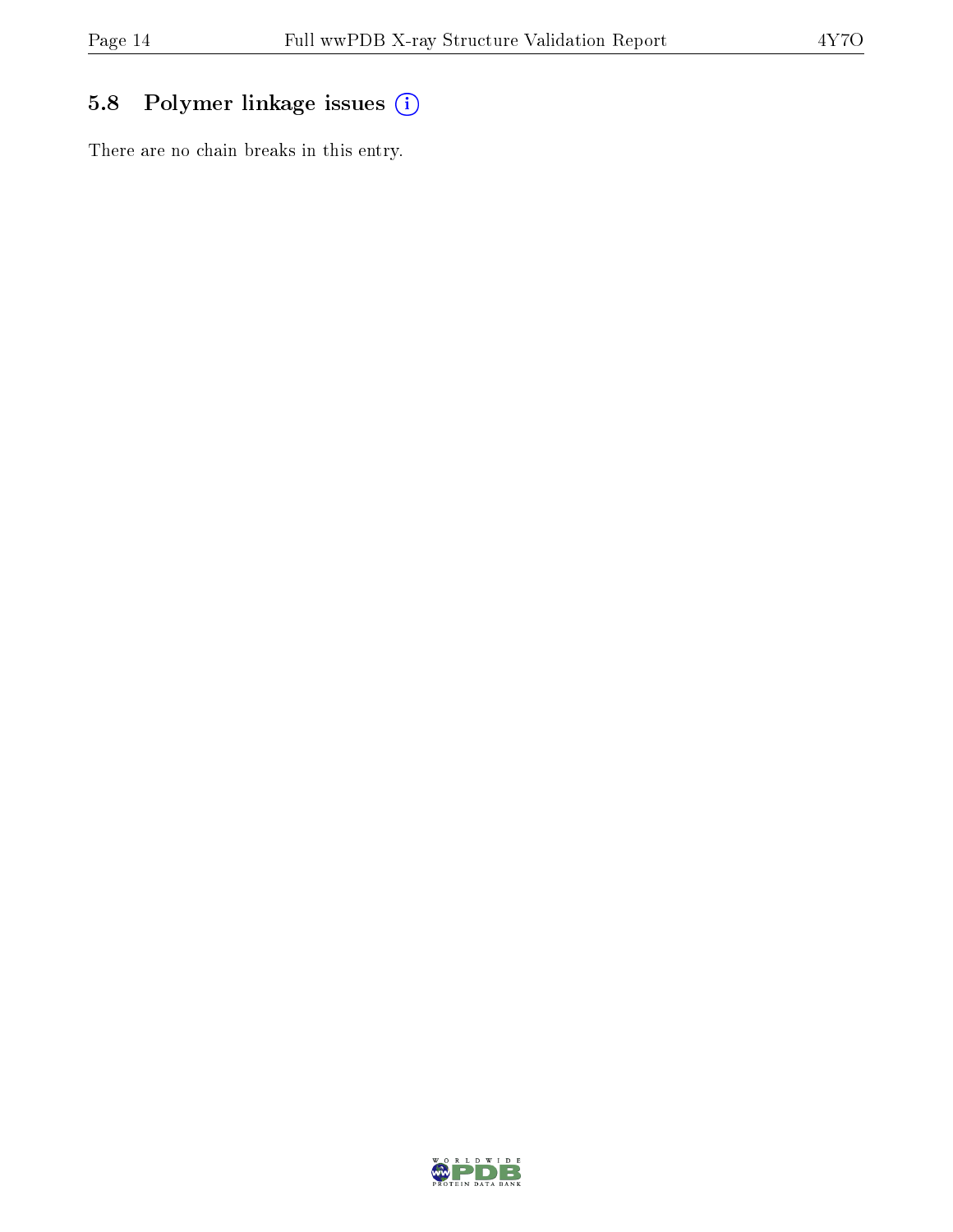## 5.8 Polymer linkage issues

There are no chain breaks in this entry.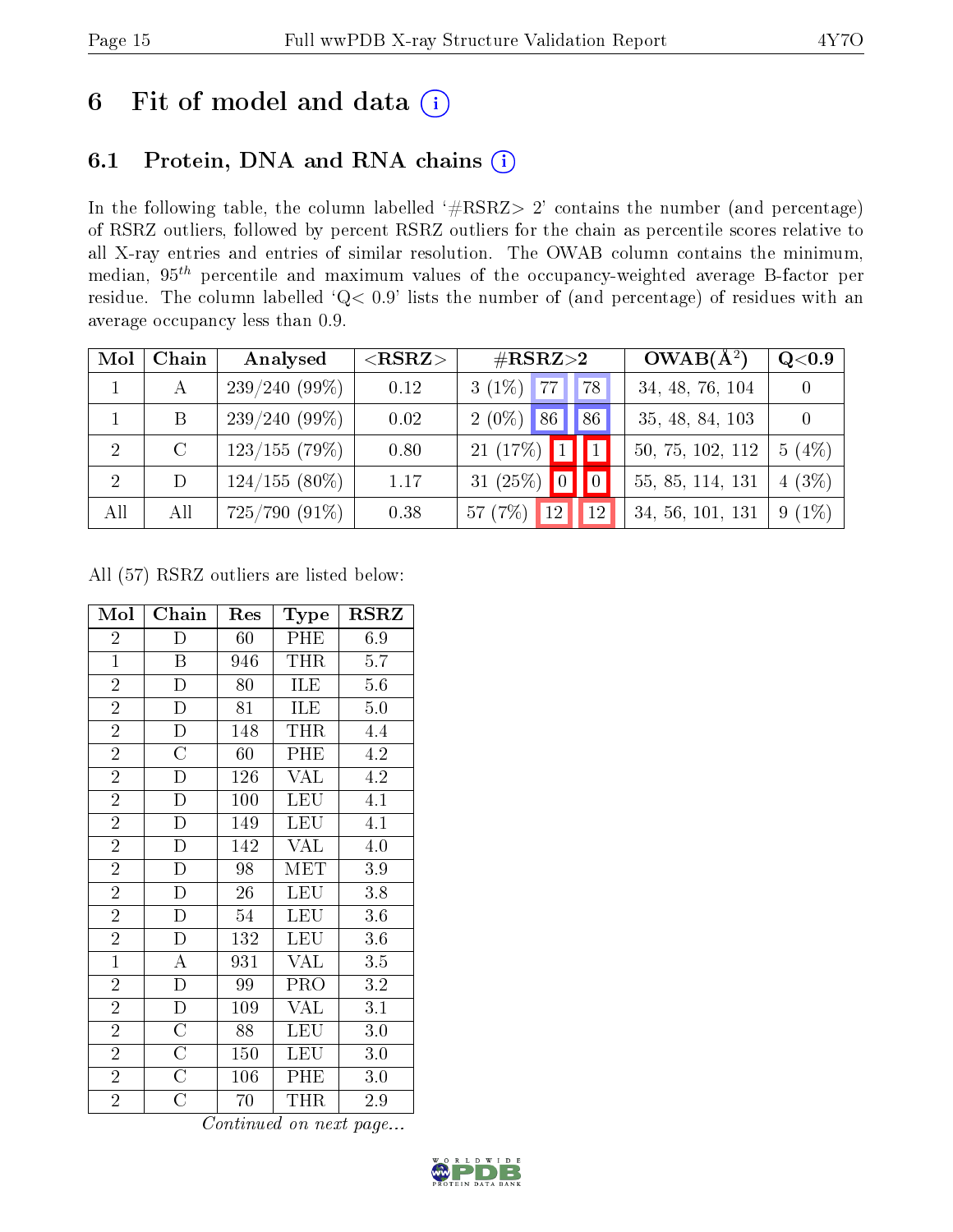# 6 Fit of model and data (i)

## 6.1 Protein, DNA and RNA chains (i)

In the following table, the column labelled '#RSRZ> 2' contains the number (and percentage) of RSRZ outliers, followed by percent RSRZ outliers for the chain as percentile scores relative to all X-ray entries and entries of similar resolution. The OWAB column contains the minimum, median, $95^{th}$ percentile and maximum values of the occupancy-weighted average B-factor per residue. The column labelled 'Q< 0.9' lists the number of (and percentage) of residues with an average occupancy less than 0.9.

| Mol | Chain | Analysed | <RSRZ> | #RSRZ>2 | | | OWAB(Å²) | Q<0.9 |
|---|---|---|---|---|---|---|---|---|
| 1 | A | 239/240 (99%) | 0.12 | 3 (1%) | 77 | 78 | 34, 48, 76, 104 | 0 |
| 1 | B | 239/240 (99%) | 0.02 | 2 (0%) | 86 | 86 | 35, 48, 84, 103 | 0 |
| 2 | C | 123/155 (79%) | 0.80 | 21 (17%) | 1 | 1 | 50, 75, 102, 112 | 5 (4%) |
| 2 | D | 124/155 (80%) | 1.17 | 31 (25%) | 0 | 0 | 55, 85, 114, 131 | 4 (3%) |
| All | All | 725/790 (91%) | 0.38 | 57 (7%) | 12 | 12 | 34, 56, 101, 131 | 9 (1%) |

All (57) RSRZ outliers are listed below:

| Mol | Chain | Res | Type | RSRZ |
|---|---|---|---|---|
| 2 | D | 60 | PHE | 6.9 |
| 1 | B | 946 | THR | 5.7 |
| 2 | D | 80 | ILE | 5.6 |
| 2 | D | 81 | ILE | 5.0 |
| 2 | D | 148 | THR | 4.4 |
| 2 | C | 60 | PHE | 4.2 |
| 2 | D | 126 | VAL | 4.2 |
| 2 | D | 100 | LEU | 4.1 |
| 2 | D | 149 | LEU | 4.1 |
| 2 | D | 142 | VAL | 4.0 |
| 2 | D | 98 | MET | 3.9 |
| 2 | D | 26 | LEU | 3.8 |
| 2 | D | 54 | LEU | 3.6 |
| 2 | D | 132 | LEU | 3.6 |
| 1 | A | 931 | VAL | 3.5 |
| 2 | D | 99 | PRO | 3.2 |
| 2 | D | 109 | VAL | 3.1 |
| 2 | C | 88 | LEU | 3.0 |
| 2 | C | 150 | LEU | 3.0 |
| 2 | C | 106 | PHE | 3.0 |
| 2 | C | 70 | THR | 2.9 |

*Continued on next page...*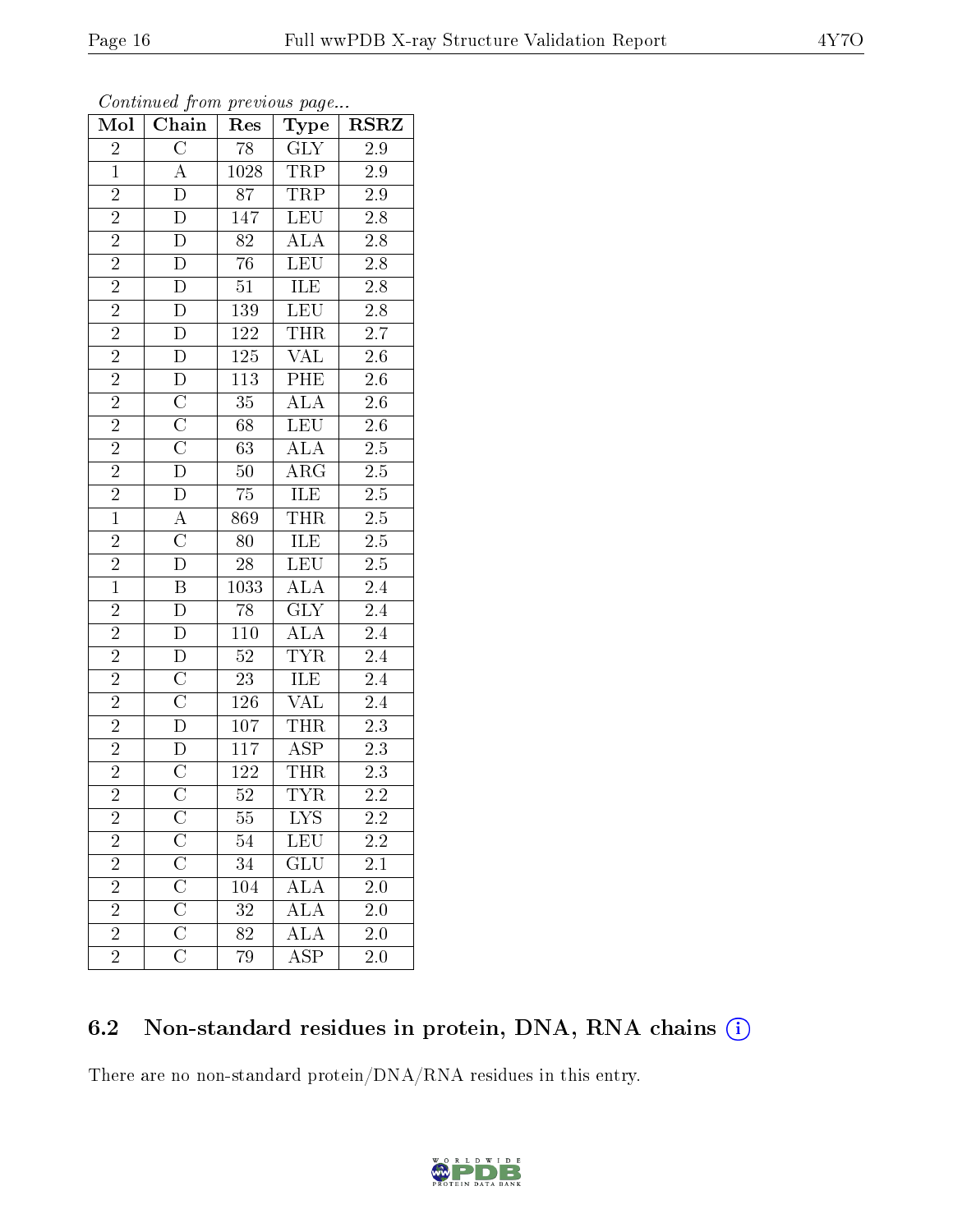*Continued from previous page...*

| Mol | Chain | Res | Type | RSRZ |
|---|---|---|---|---|
| 2 | C | 78 | GLY | 2.9 |
| 1 | A | 1028 | TRP | 2.9 |
| 2 | D | 87 | TRP | 2.9 |
| 2 | D | 147 | LEU | 2.8 |
| 2 | D | 82 | ALA | 2.8 |
| 2 | D | 76 | LEU | 2.8 |
| 2 | D | 51 | ILE | 2.8 |
| 2 | D | 139 | LEU | 2.8 |
| 2 | D | 122 | THR | 2.7 |
| 2 | D | 125 | VAL | 2.6 |
| 2 | D | 113 | PHE | 2.6 |
| 2 | C | 35 | ALA | 2.6 |
| 2 | C | 68 | LEU | 2.6 |
| 2 | C | 63 | ALA | 2.5 |
| 2 | D | 50 | ARG | 2.5 |
| 2 | D | 75 | ILE | 2.5 |
| 1 | A | 869 | THR | 2.5 |
| 2 | C | 80 | ILE | 2.5 |
| 2 | D | 28 | LEU | 2.5 |
| 1 | B | 1033 | ALA | 2.4 |
| 2 | D | 78 | GLY | 2.4 |
| 2 | D | 110 | ALA | 2.4 |
| 2 | D | 52 | TYR | 2.4 |
| 2 | C | 23 | ILE | 2.4 |
| 2 | C | 126 | VAL | 2.4 |
| 2 | D | 107 | THR | 2.3 |
| 2 | D | 117 | ASP | 2.3 |
| 2 | C | 122 | THR | 2.3 |
| 2 | C | 52 | TYR | 2.2 |
| 2 | C | 55 | LYS | 2.2 |
| 2 | C | 54 | LEU | 2.2 |
| 2 | C | 34 | GLU | 2.1 |
| 2 | C | 104 | ALA | 2.0 |
| 2 | C | 32 | ALA | 2.0 |
| 2 | C | 82 | ALA | 2.0 |
| 2 | C | 79 | ASP | 2.0 |

### 6.2 Non-standard residues in protein, DNA, RNA chains

There are no non-standard protein/DNA/RNA residues in this entry.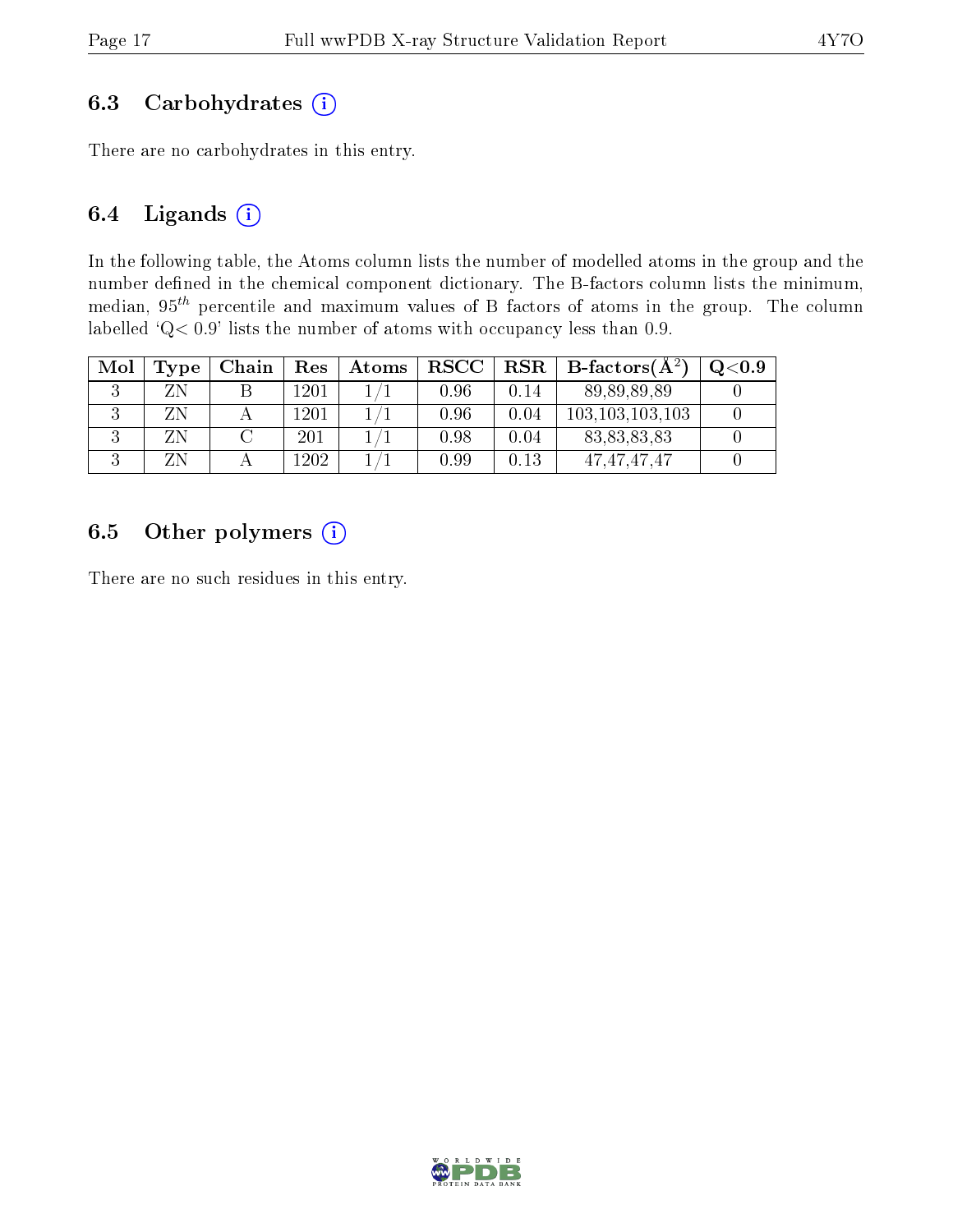### 6.3 Carbohydrates (i)

There are no carbohydrates in this entry.

### 6.4 Ligands (i)

In the following table, the Atoms column lists the number of modelled atoms in the group and the number defined in the chemical component dictionary. The B-factors column lists the minimum, median, $95^{th}$ percentile and maximum values of B factors of atoms in the group. The column labelled 'Q< 0.9' lists the number of atoms with occupancy less than 0.9.

| Mol | Type | Chain | Res | Atoms | RSCC | RSR | B-factors($Å^2$) | Q<0.9 |
|---|---|---|---|---|---|---|---|---|
| 3 | ZN | B | 1201 | 1/1 | 0.96 | 0.14 | 89,89,89,89 | 0 |
| 3 | ZN | A | 1201 | 1/1 | 0.96 | 0.04 | 103,103,103,103 | 0 |
| 3 | ZN | C | 201 | 1/1 | 0.98 | 0.04 | 83,83,83,83 | 0 |
| 3 | ZN | A | 1202 | 1/1 | 0.99 | 0.13 | 47,47,47,47 | 0 |

### 6.5 Other polymers (i)

There are no such residues in this entry.